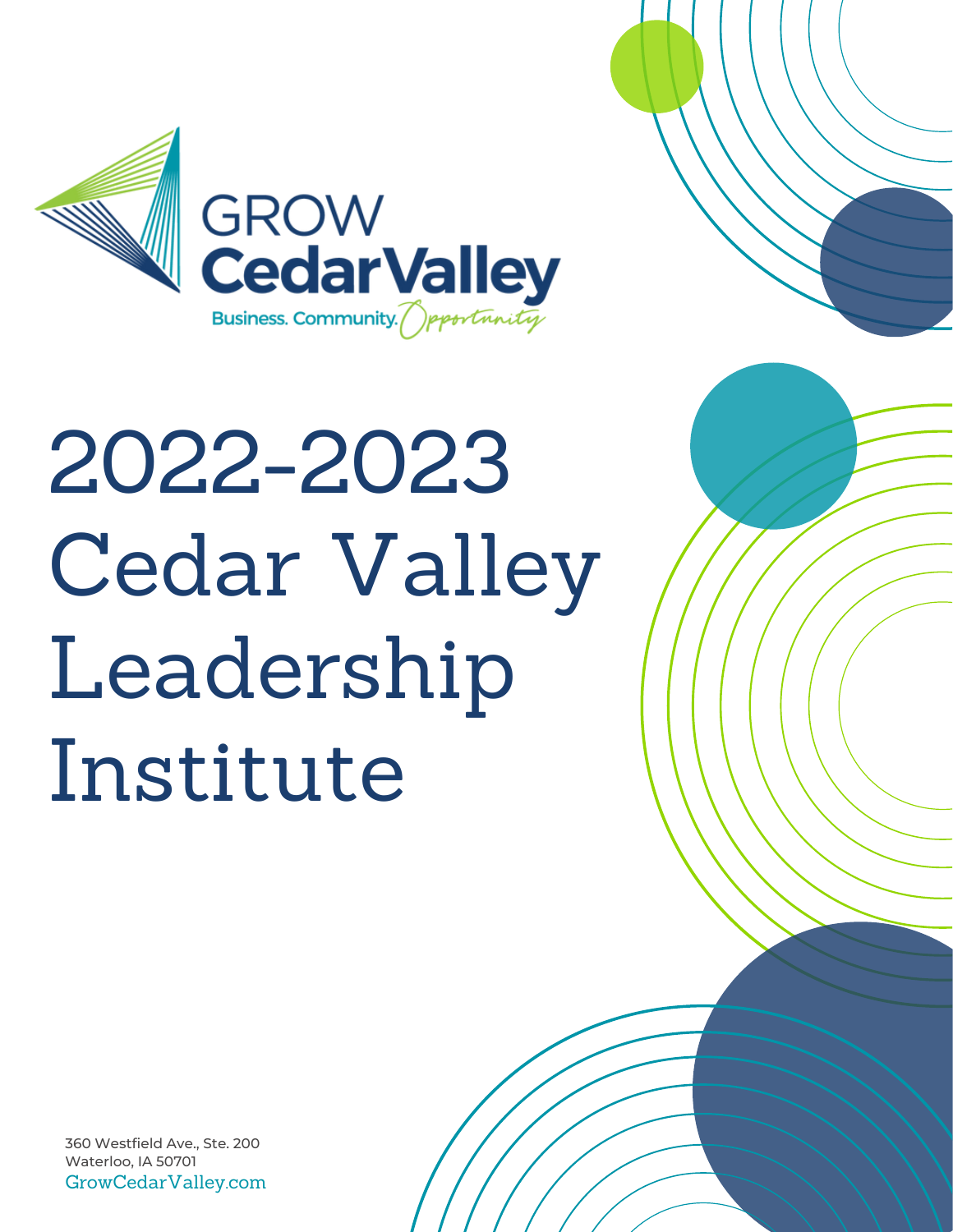GROW
CedarValley
Business. Community. Opportunity

# 2022-2023 Cedar Valley Leadership Institute

360 Westfield Ave., Ste. 200
Waterloo, IA 50701
GrowCedarValley.com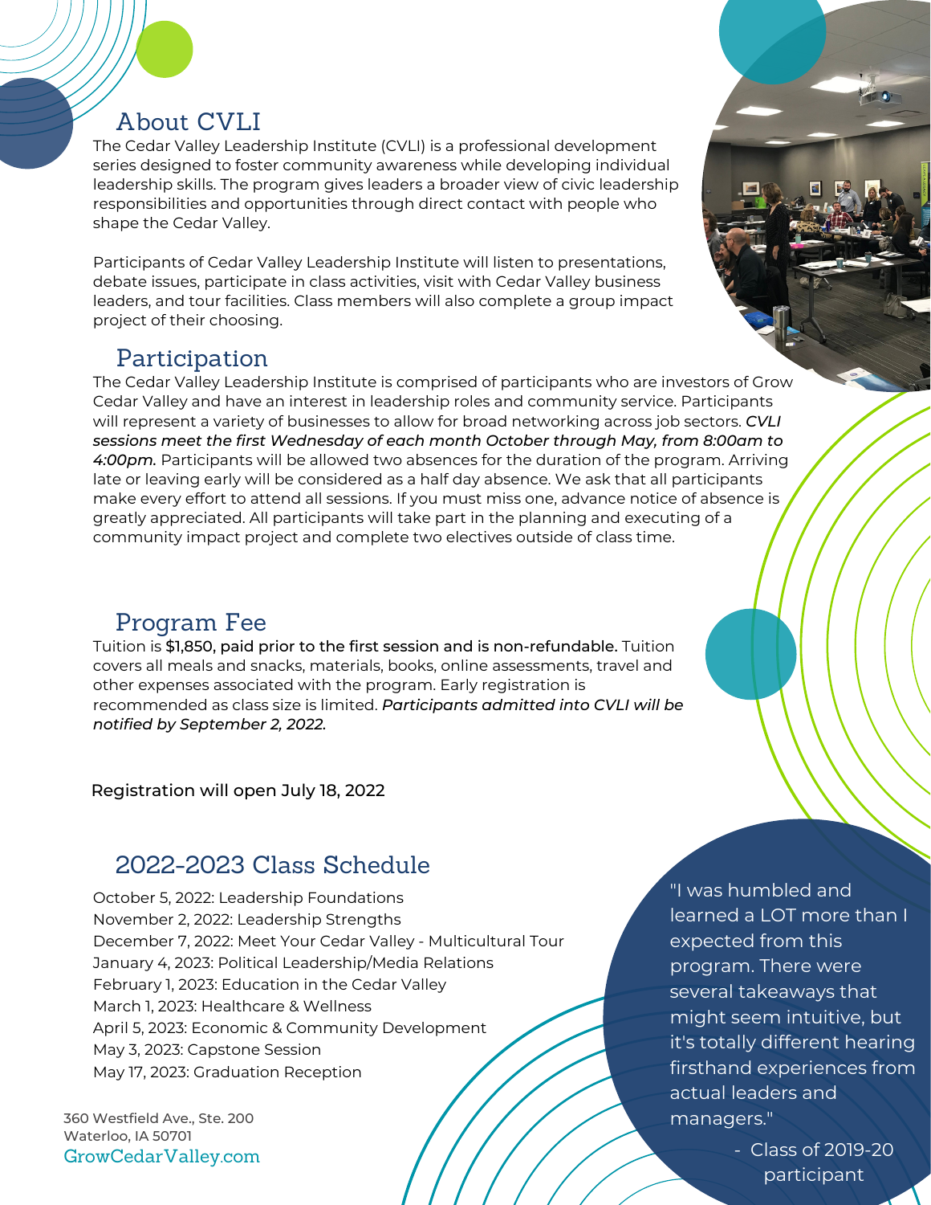## About CVLI

The Cedar Valley Leadership Institute (CVLI) is a professional development series designed to foster community awareness while developing individual leadership skills. The program gives leaders a broader view of civic leadership responsibilities and opportunities through direct contact with people who shape the Cedar Valley.

Participants of Cedar Valley Leadership Institute will listen to presentations, debate issues, participate in class activities, visit with Cedar Valley business leaders, and tour facilities. Class members will also complete a group impact project of their choosing.

## Participation

The Cedar Valley Leadership Institute is comprised of participants who are investors of Grow Cedar Valley and have an interest in leadership roles and community service. Participants will represent a variety of businesses to allow for broad networking across job sectors. ***CVLI sessions meet the first Wednesday of each month October through May, from 8:00am to 4:00pm.*** Participants will be allowed two absences for the duration of the program. Arriving late or leaving early will be considered as a half day absence. We ask that all participants make every effort to attend all sessions. If you must miss one, advance notice of absence is greatly appreciated. All participants will take part in the planning and executing of a community impact project and complete two electives outside of class time.

## Program Fee

Tuition is **$1,850, paid prior to the first session and is non-refundable.** Tuition covers all meals and snacks, materials, books, online assessments, travel and other expenses associated with the program. Early registration is recommended as class size is limited. ***Participants admitted into CVLI will be notified by September 2, 2022.***

Registration will open July 18, 2022

## 2022-2023 Class Schedule

October 5, 2022: Leadership Foundations
November 2, 2022: Leadership Strengths
December 7, 2022: Meet Your Cedar Valley - Multicultural Tour
January 4, 2023: Political Leadership/Media Relations
February 1, 2023: Education in the Cedar Valley
March 1, 2023: Healthcare & Wellness
April 5, 2023: Economic & Community Development
May 3, 2023: Capstone Session
May 17, 2023: Graduation Reception

"I was humbled and learned a LOT more than I expected from this program. There were several takeaways that might seem intuitive, but it's totally different hearing firsthand experiences from actual leaders and managers."

\- Class of 2019-20 participant

360 Westfield Ave., Ste. 200
Waterloo, IA 50701
GrowCedarValley.com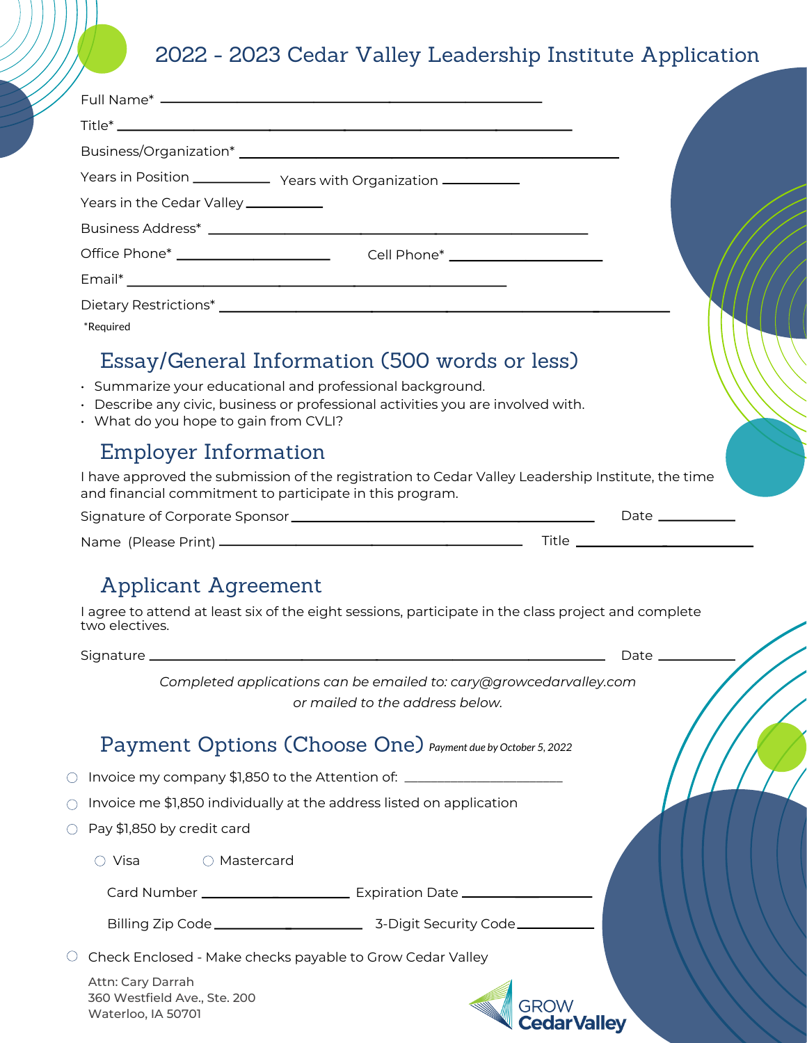# 2022 - 2023 Cedar Valley Leadership Institute Application

Full Name* ______________________________

Title* ______________________________

Business/Organization* ______________________________

Years in Position __________ Years with Organization __________

Years in the Cedar Valley __________

Business Address* ______________________________

Office Phone* ______________ Cell Phone* ______________

Email* ______________________________

Dietary Restrictions* ______________________________

*Required

## Essay/General Information (500 words or less)

- Summarize your educational and professional background.
- Describe any civic, business or professional activities you are involved with.
- What do you hope to gain from CVLI?

## Employer Information

I have approved the submission of the registration to Cedar Valley Leadership Institute, the time and financial commitment to participate in this program.

Signature of Corporate Sponsor ______________________________ Date __________

Name (Please Print) ______________________________ Title ______________

## Applicant Agreement

I agree to attend at least six of the eight sessions, participate in the class project and complete two electives.

Signature ______________________________ Date __________

*Completed applications can be emailed to: cary@growcedarvalley.com or mailed to the address below.*

## Payment Options (Choose One) *Payment due by October 5, 2022*

- ○ Invoice my company $1,850 to the Attention of: ______________
- ○ Invoice me $1,850 individually at the address listed on application
- ○ Pay $1,850 by credit card
  - ○ Visa ○ Mastercard
  - Card Number ______________ Expiration Date ______________
  - Billing Zip Code ______________ 3-Digit Security Code __________
- ○ Check Enclosed - Make checks payable to Grow Cedar Valley

Attn: Cary Darrah
360 Westfield Ave., Ste. 200
Waterloo, IA 50701

GROW Cedar Valley